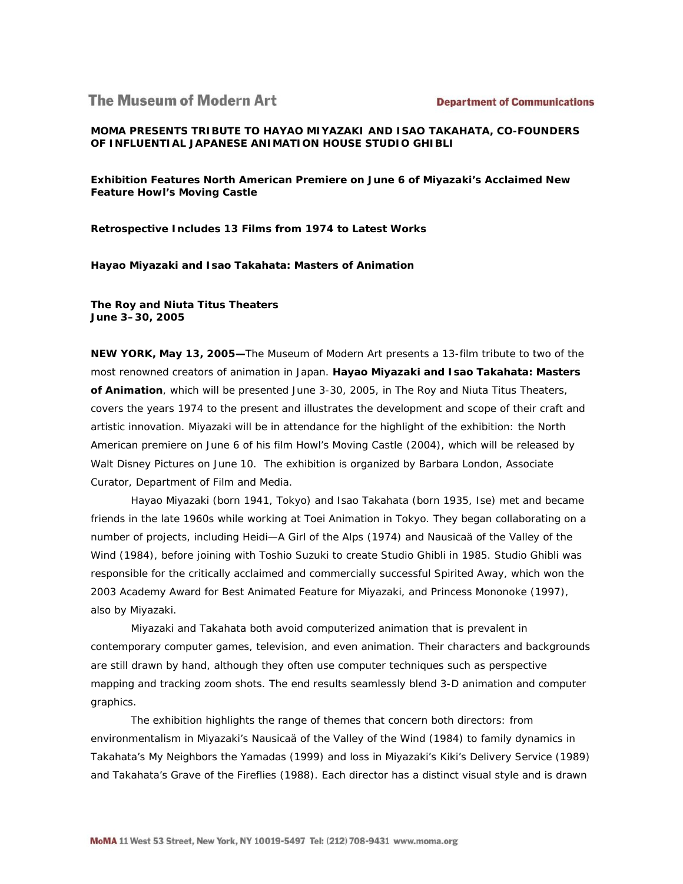The Museum of Modern Art

Department of Communications

**MOMA PRESENTS TRIBUTE TO HAYAO MIYAZAKI AND ISAO TAKAHATA, CO-FOUNDERS OF INFLUENTIAL JAPANESE ANIMATION HOUSE STUDIO GHIBLI**

**Exhibition Features North American Premiere on June 6 of Miyazaki's Acclaimed New Feature Howl's Moving Castle**

**Retrospective Includes 13 Films from 1974 to Latest Works**

**Hayao Miyazaki and Isao Takahata: Masters of Animation**

**The Roy and Niuta Titus Theaters**
**June 3–30, 2005**

**NEW YORK, May 13, 2005—**The Museum of Modern Art presents a 13-film tribute to two of the most renowned creators of animation in Japan. **Hayao Miyazaki and Isao Takahata: Masters of Animation**, which will be presented June 3-30, 2005, in The Roy and Niuta Titus Theaters, covers the years 1974 to the present and illustrates the development and scope of their craft and artistic innovation. Miyazaki will be in attendance for the highlight of the exhibition: the North American premiere on June 6 of his film Howl's Moving Castle (2004), which will be released by Walt Disney Pictures on June 10. The exhibition is organized by Barbara London, Associate Curator, Department of Film and Media.

Hayao Miyazaki (born 1941, Tokyo) and Isao Takahata (born 1935, Ise) met and became friends in the late 1960s while working at Toei Animation in Tokyo. They began collaborating on a number of projects, including Heidi—A Girl of the Alps (1974) and Nausicaä of the Valley of the Wind (1984), before joining with Toshio Suzuki to create Studio Ghibli in 1985. Studio Ghibli was responsible for the critically acclaimed and commercially successful Spirited Away, which won the 2003 Academy Award for Best Animated Feature for Miyazaki, and Princess Mononoke (1997), also by Miyazaki.

Miyazaki and Takahata both avoid computerized animation that is prevalent in contemporary computer games, television, and even animation. Their characters and backgrounds are still drawn by hand, although they often use computer techniques such as perspective mapping and tracking zoom shots. The end results seamlessly blend 3-D animation and computer graphics.

The exhibition highlights the range of themes that concern both directors: from environmentalism in Miyazaki's Nausicaä of the Valley of the Wind (1984) to family dynamics in Takahata's My Neighbors the Yamadas (1999) and loss in Miyazaki's Kiki's Delivery Service (1989) and Takahata's Grave of the Fireflies (1988). Each director has a distinct visual style and is drawn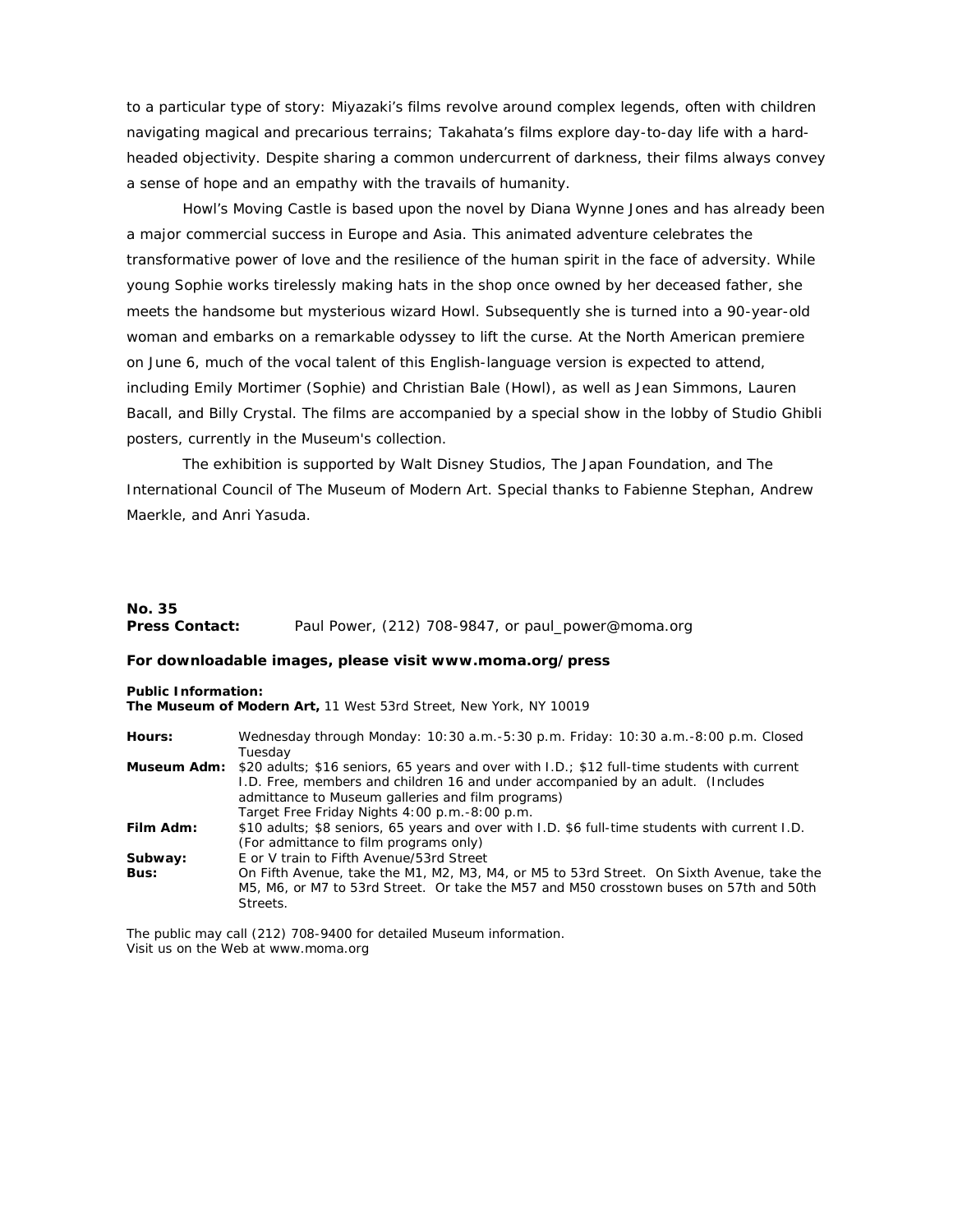to a particular type of story: Miyazaki's films revolve around complex legends, often with children navigating magical and precarious terrains; Takahata's films explore day-to-day life with a hard-headed objectivity. Despite sharing a common undercurrent of darkness, their films always convey a sense of hope and an empathy with the travails of humanity.

Howl's Moving Castle is based upon the novel by Diana Wynne Jones and has already been a major commercial success in Europe and Asia. This animated adventure celebrates the transformative power of love and the resilience of the human spirit in the face of adversity. While young Sophie works tirelessly making hats in the shop once owned by her deceased father, she meets the handsome but mysterious wizard Howl. Subsequently she is turned into a 90-year-old woman and embarks on a remarkable odyssey to lift the curse. At the North American premiere on June 6, much of the vocal talent of this English-language version is expected to attend, including Emily Mortimer (Sophie) and Christian Bale (Howl), as well as Jean Simmons, Lauren Bacall, and Billy Crystal. The films are accompanied by a special show in the lobby of Studio Ghibli posters, currently in the Museum's collection.

The exhibition is supported by Walt Disney Studios, The Japan Foundation, and The International Council of The Museum of Modern Art. Special thanks to Fabienne Stephan, Andrew Maerkle, and Anri Yasuda.

**No. 35**
**Press Contact:** Paul Power, (212) 708-9847, or paul_power@moma.org

**For downloadable images, please visit www.moma.org/press**

**Public Information:**
**The Museum of Modern Art,** 11 West 53rd Street, New York, NY 10019

| | |
|---|---|
| **Hours:** | Wednesday through Monday: 10:30 a.m.-5:30 p.m. Friday: 10:30 a.m.-8:00 p.m. Closed Tuesday |
| **Museum Adm:** | $20 adults; $16 seniors, 65 years and over with I.D.; $12 full-time students with current I.D. Free, members and children 16 and under accompanied by an adult. (Includes admittance to Museum galleries and film programs) Target Free Friday Nights 4:00 p.m.-8:00 p.m. |
| **Film Adm:** | $10 adults; $8 seniors, 65 years and over with I.D. $6 full-time students with current I.D. (For admittance to film programs only) |
| **Subway:** | E or V train to Fifth Avenue/53rd Street |
| **Bus:** | On Fifth Avenue, take the M1, M2, M3, M4, or M5 to 53rd Street. On Sixth Avenue, take the M5, M6, or M7 to 53rd Street. Or take the M57 and M50 crosstown buses on 57th and 50th Streets. |

The public may call (212) 708-9400 for detailed Museum information.
Visit us on the Web at www.moma.org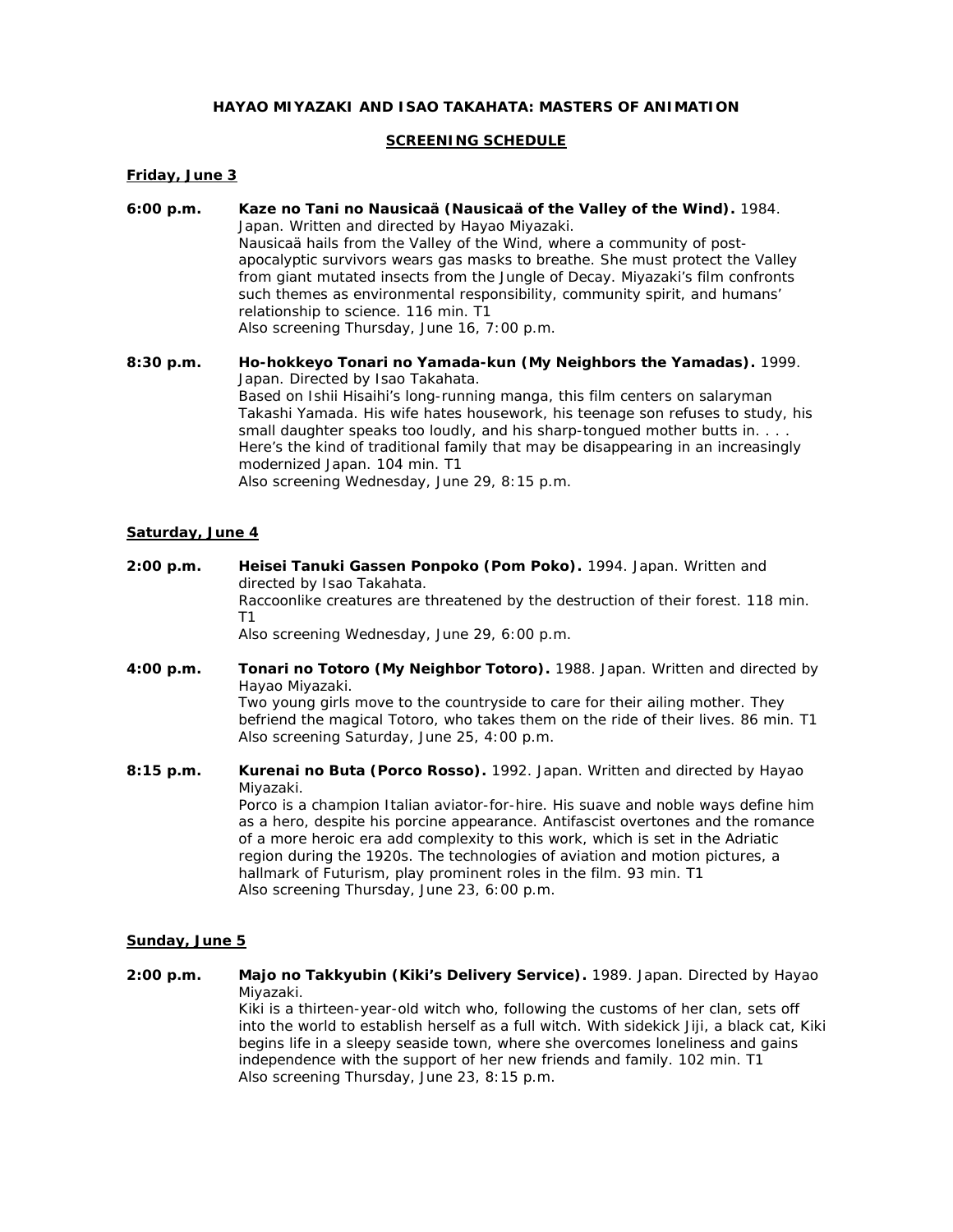**HAYAO MIYAZAKI AND ISAO TAKAHATA: MASTERS OF ANIMATION**

**SCREENING SCHEDULE**

**Friday, June 3**

**6:00 p.m.** **Kaze no Tani no Nausicaä (Nausicaä of the Valley of the Wind).** 1984. Japan. Written and directed by Hayao Miyazaki.
Nausicaä hails from the Valley of the Wind, where a community of post-apocalyptic survivors wears gas masks to breathe. She must protect the Valley from giant mutated insects from the Jungle of Decay. Miyazaki's film confronts such themes as environmental responsibility, community spirit, and humans' relationship to science. 116 min. T1
Also screening Thursday, June 16, 7:00 p.m.

**8:30 p.m.** **Ho-hokkeyo Tonari no Yamada-kun (My Neighbors the Yamadas).** 1999. Japan. Directed by Isao Takahata.
Based on Ishii Hisaihi's long-running manga, this film centers on salaryman Takashi Yamada. His wife hates housework, his teenage son refuses to study, his small daughter speaks too loudly, and his sharp-tongued mother butts in. . . . Here's the kind of traditional family that may be disappearing in an increasingly modernized Japan. 104 min. T1
Also screening Wednesday, June 29, 8:15 p.m.

**Saturday, June 4**

**2:00 p.m.** **Heisei Tanuki Gassen Ponpoko (Pom Poko).** 1994. Japan. Written and directed by Isao Takahata.
Raccoonlike creatures are threatened by the destruction of their forest. 118 min. T1
Also screening Wednesday, June 29, 6:00 p.m.

**4:00 p.m.** **Tonari no Totoro (My Neighbor Totoro).** 1988. Japan. Written and directed by Hayao Miyazaki.
Two young girls move to the countryside to care for their ailing mother. They befriend the magical Totoro, who takes them on the ride of their lives. 86 min. T1
Also screening Saturday, June 25, 4:00 p.m.

**8:15 p.m.** **Kurenai no Buta (Porco Rosso).** 1992. Japan. Written and directed by Hayao Miyazaki.
Porco is a champion Italian aviator-for-hire. His suave and noble ways define him as a hero, despite his porcine appearance. Antifascist overtones and the romance of a more heroic era add complexity to this work, which is set in the Adriatic region during the 1920s. The technologies of aviation and motion pictures, a hallmark of Futurism, play prominent roles in the film. 93 min. T1
Also screening Thursday, June 23, 6:00 p.m.

**Sunday, June 5**

**2:00 p.m.** **Majo no Takkyubin (Kiki's Delivery Service).** 1989. Japan. Directed by Hayao Miyazaki.
Kiki is a thirteen-year-old witch who, following the customs of her clan, sets off into the world to establish herself as a full witch. With sidekick Jiji, a black cat, Kiki begins life in a sleepy seaside town, where she overcomes loneliness and gains independence with the support of her new friends and family. 102 min. T1
Also screening Thursday, June 23, 8:15 p.m.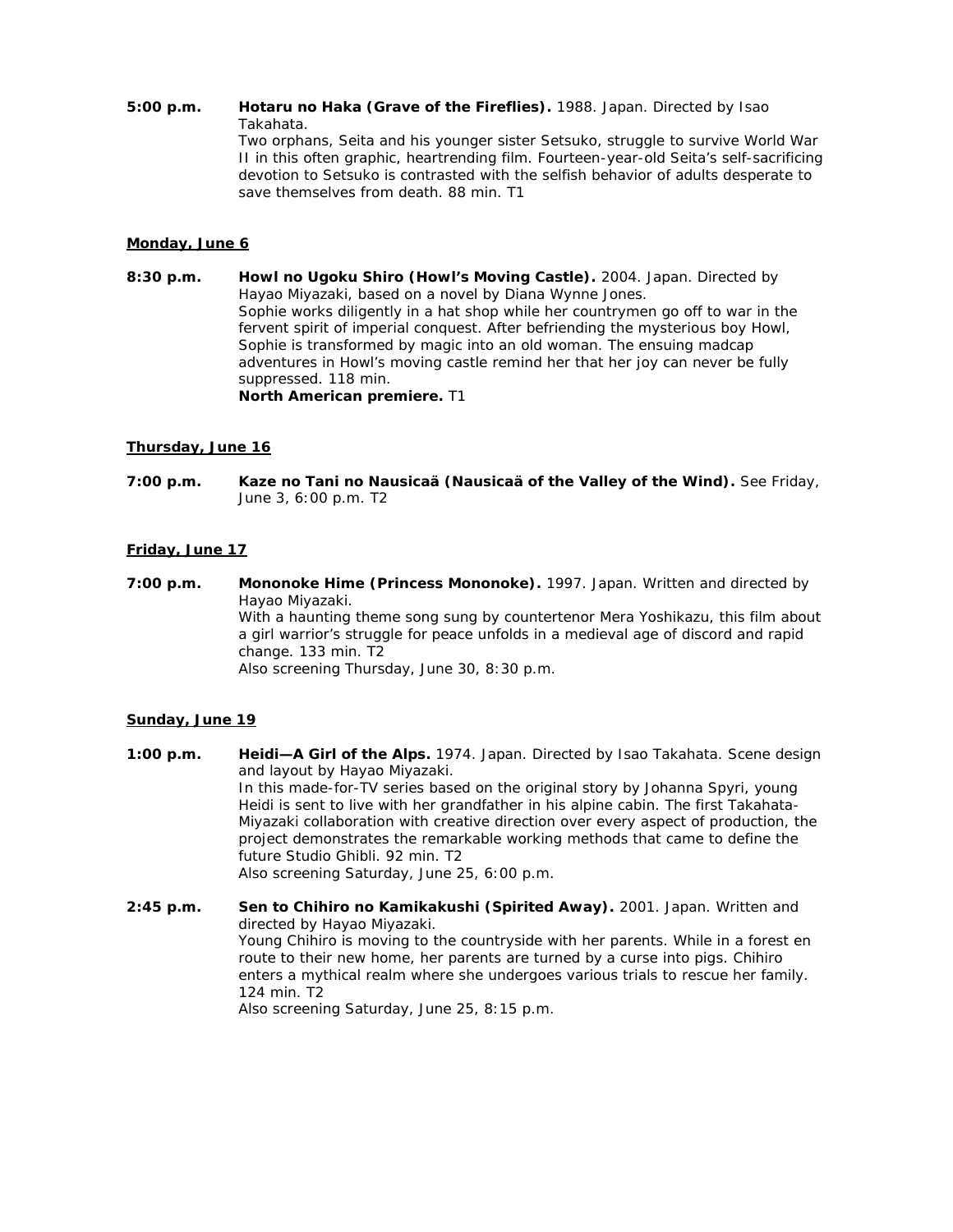**5:00 p.m.** **Hotaru no Haka (Grave of the Fireflies).** 1988. Japan. Directed by Isao Takahata.
Two orphans, Seita and his younger sister Setsuko, struggle to survive World War II in this often graphic, heartrending film. Fourteen-year-old Seita's self-sacrificing devotion to Setsuko is contrasted with the selfish behavior of adults desperate to save themselves from death. 88 min. T1

**Monday, June 6**

**8:30 p.m.** **Howl no Ugoku Shiro (Howl's Moving Castle).** 2004. Japan. Directed by Hayao Miyazaki, based on a novel by Diana Wynne Jones.
Sophie works diligently in a hat shop while her countrymen go off to war in the fervent spirit of imperial conquest. After befriending the mysterious boy Howl, Sophie is transformed by magic into an old woman. The ensuing madcap adventures in Howl's moving castle remind her that her joy can never be fully suppressed. 118 min.
**North American premiere.** T1

**Thursday, June 16**

**7:00 p.m.** **Kaze no Tani no Nausicaä (Nausicaä of the Valley of the Wind).** See Friday, June 3, 6:00 p.m. T2

**Friday, June 17**

**7:00 p.m.** **Mononoke Hime (Princess Mononoke).** 1997. Japan. Written and directed by Hayao Miyazaki.
With a haunting theme song sung by countertenor Mera Yoshikazu, this film about a girl warrior's struggle for peace unfolds in a medieval age of discord and rapid change. 133 min. T2
Also screening Thursday, June 30, 8:30 p.m.

**Sunday, June 19**

**1:00 p.m.** **Heidi—A Girl of the Alps.** 1974. Japan. Directed by Isao Takahata. Scene design and layout by Hayao Miyazaki.
In this made-for-TV series based on the original story by Johanna Spyri, young Heidi is sent to live with her grandfather in his alpine cabin. The first Takahata-Miyazaki collaboration with creative direction over every aspect of production, the project demonstrates the remarkable working methods that came to define the future Studio Ghibli. 92 min. T2
Also screening Saturday, June 25, 6:00 p.m.

**2:45 p.m.** **Sen to Chihiro no Kamikakushi (Spirited Away).** 2001. Japan. Written and directed by Hayao Miyazaki.
Young Chihiro is moving to the countryside with her parents. While in a forest en route to their new home, her parents are turned by a curse into pigs. Chihiro enters a mythical realm where she undergoes various trials to rescue her family. 124 min. T2
Also screening Saturday, June 25, 8:15 p.m.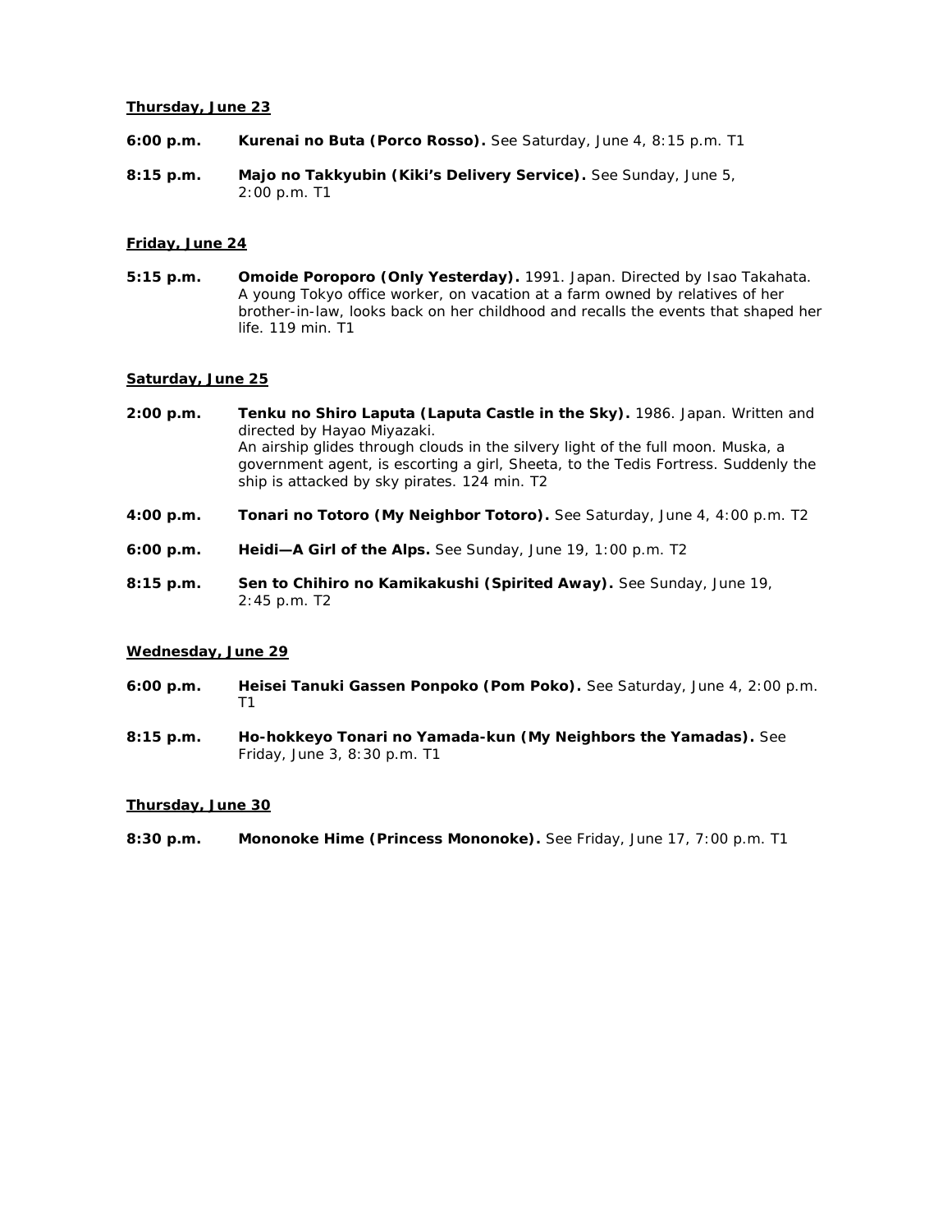**Thursday, June 23**

**6:00 p.m.** **Kurenai no Buta (Porco Rosso).** See Saturday, June 4, 8:15 p.m. T1

**8:15 p.m.** **Majo no Takkyubin (Kiki's Delivery Service).** See Sunday, June 5, 2:00 p.m. T1

**Friday, June 24**

**5:15 p.m.** **Omoide Poroporo (Only Yesterday).** 1991. Japan. Directed by Isao Takahata. A young Tokyo office worker, on vacation at a farm owned by relatives of her brother-in-law, looks back on her childhood and recalls the events that shaped her life. 119 min. T1

**Saturday, June 25**

**2:00 p.m.** **Tenku no Shiro Laputa (Laputa Castle in the Sky).** 1986. Japan. Written and directed by Hayao Miyazaki.
An airship glides through clouds in the silvery light of the full moon. Muska, a government agent, is escorting a girl, Sheeta, to the Tedis Fortress. Suddenly the ship is attacked by sky pirates. 124 min. T2

**4:00 p.m.** **Tonari no Totoro (My Neighbor Totoro).** See Saturday, June 4, 4:00 p.m. T2

**6:00 p.m.** **Heidi—A Girl of the Alps.** See Sunday, June 19, 1:00 p.m. T2

**8:15 p.m.** **Sen to Chihiro no Kamikakushi (Spirited Away).** See Sunday, June 19, 2:45 p.m. T2

**Wednesday, June 29**

**6:00 p.m.** **Heisei Tanuki Gassen Ponpoko (Pom Poko).** See Saturday, June 4, 2:00 p.m. T1

**8:15 p.m.** **Ho-hokkeyo Tonari no Yamada-kun (My Neighbors the Yamadas).** See Friday, June 3, 8:30 p.m. T1

**Thursday, June 30**

**8:30 p.m.** **Mononoke Hime (Princess Mononoke).** See Friday, June 17, 7:00 p.m. T1